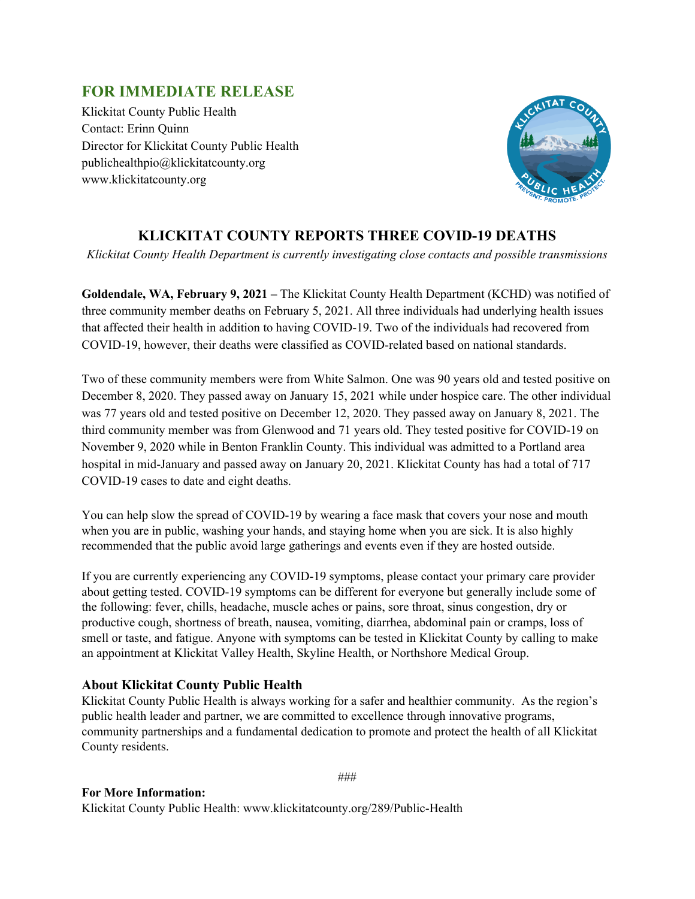## FOR IMMEDIATE RELEASE

Klickitat County Public Health
Contact: Erinn Quinn
Director for Klickitat County Public Health
publichealthpio@klickitatcounty.org
www.klickitatcounty.org

# KLICKITAT COUNTY REPORTS THREE COVID-19 DEATHS

*Klickitat County Health Department is currently investigating close contacts and possible transmissions*

**Goldendale, WA, February 9, 2021 –** The Klickitat County Health Department (KCHD) was notified of three community member deaths on February 5, 2021. All three individuals had underlying health issues that affected their health in addition to having COVID-19. Two of the individuals had recovered from COVID-19, however, their deaths were classified as COVID-related based on national standards.

Two of these community members were from White Salmon. One was 90 years old and tested positive on December 8, 2020. They passed away on January 15, 2021 while under hospice care. The other individual was 77 years old and tested positive on December 12, 2020. They passed away on January 8, 2021. The third community member was from Glenwood and 71 years old. They tested positive for COVID-19 on November 9, 2020 while in Benton Franklin County. This individual was admitted to a Portland area hospital in mid-January and passed away on January 20, 2021. Klickitat County has had a total of 717 COVID-19 cases to date and eight deaths.

You can help slow the spread of COVID-19 by wearing a face mask that covers your nose and mouth when you are in public, washing your hands, and staying home when you are sick. It is also highly recommended that the public avoid large gatherings and events even if they are hosted outside.

If you are currently experiencing any COVID-19 symptoms, please contact your primary care provider about getting tested. COVID-19 symptoms can be different for everyone but generally include some of the following: fever, chills, headache, muscle aches or pains, sore throat, sinus congestion, dry or productive cough, shortness of breath, nausea, vomiting, diarrhea, abdominal pain or cramps, loss of smell or taste, and fatigue. Anyone with symptoms can be tested in Klickitat County by calling to make an appointment at Klickitat Valley Health, Skyline Health, or Northshore Medical Group.

### About Klickitat County Public Health

Klickitat County Public Health is always working for a safer and healthier community. As the region's public health leader and partner, we are committed to excellence through innovative programs, community partnerships and a fundamental dedication to promote and protect the health of all Klickitat County residents.

###

**For More Information:**
Klickitat County Public Health: www.klickitatcounty.org/289/Public-Health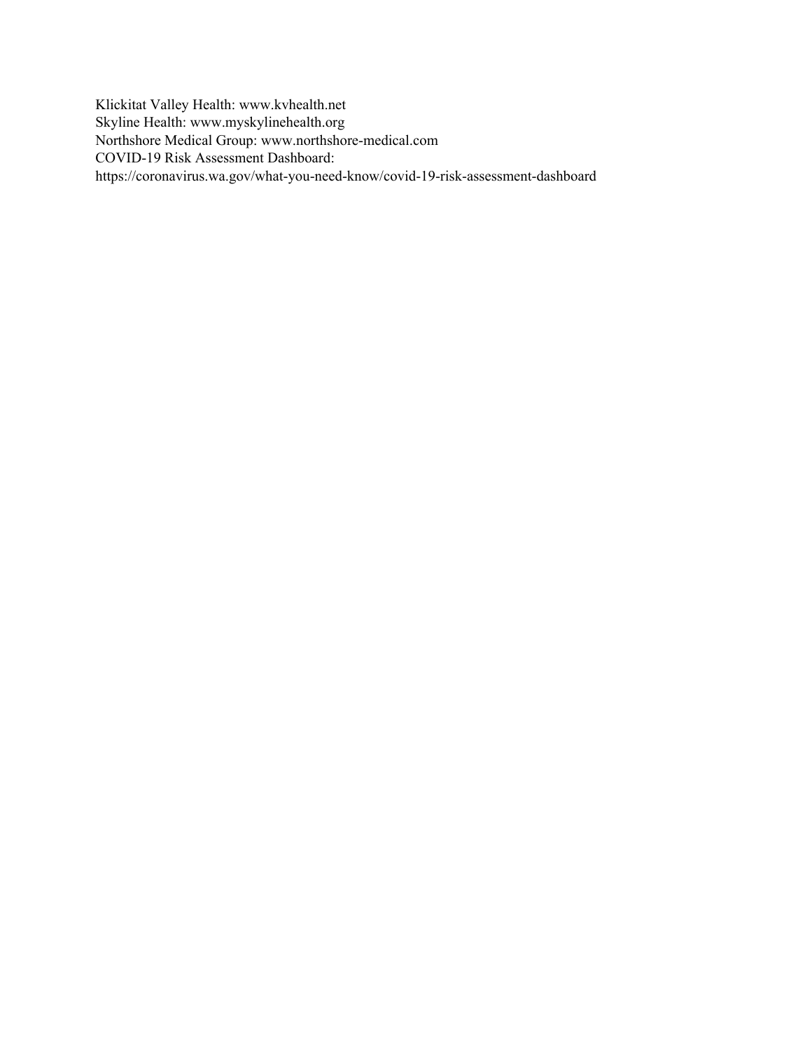Klickitat Valley Health: www.kvhealth.net
Skyline Health: www.myskylinehealth.org
Northshore Medical Group: www.northshore-medical.com
COVID-19 Risk Assessment Dashboard:
https://coronavirus.wa.gov/what-you-need-know/covid-19-risk-assessment-dashboard